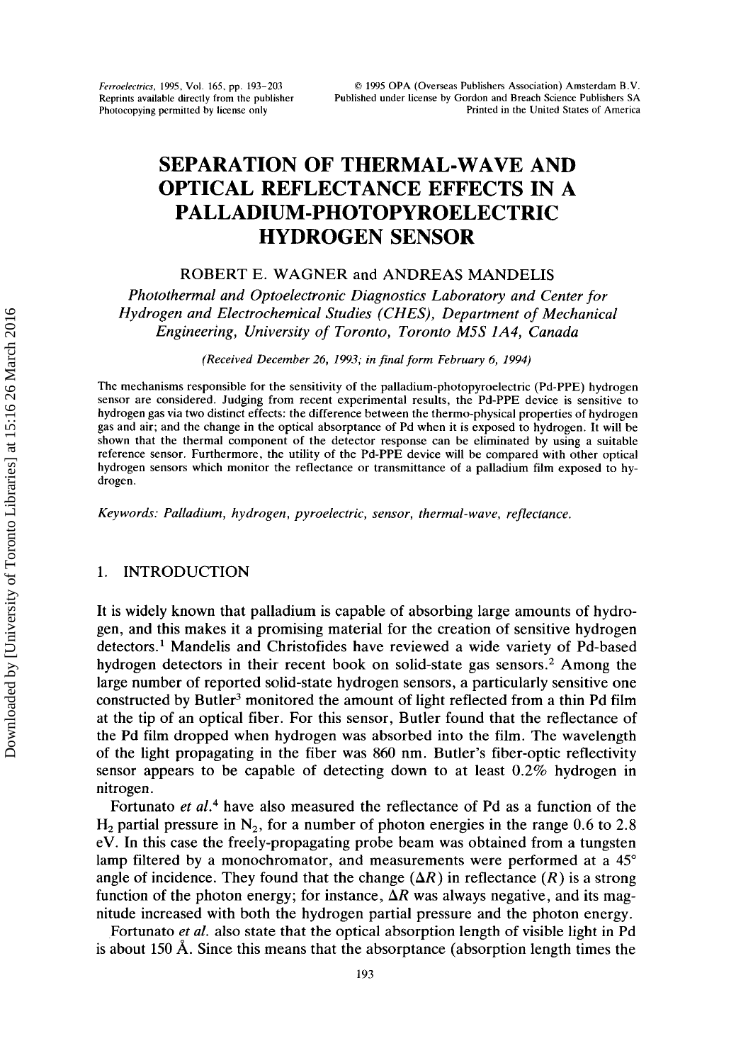# SEPARATION OF THERMAL-WAVE AND OPTICAL REFLECTANCE EFFECTS IN A PALLADIUM-PHOTOPYROELECTRIC HYDROGEN SENSOR

ROBERT E. WAGNER and ANDREAS MANDELIS

*Photothermal and Optoelectronic Diagnostics Laboratory and Center for Hydrogen and Electrochemical Studies (CHES), Department of Mechanical Engineering, University of Toronto, Toronto M5S 1A4, Canada*

*(Received December 26, 1993; in final form February 6, 1994)*

The mechanisms responsible for the sensitivity of the palladium-photopyroelectric (Pd-PPE) hydrogen sensor are considered. Judging from recent experimental results, the Pd-PPE device is sensitive to hydrogen gas via two distinct effects: the difference between the thermo-physical properties of hydrogen gas and air; and the change in the optical absorptance of Pd when it is exposed to hydrogen. It will be shown that the thermal component of the detector response can be eliminated by using a suitable reference sensor. Furthermore, the utility of the Pd-PPE device will be compared with other optical hydrogen sensors which monitor the reflectance or transmittance of a palladium film exposed to hydrogen.

*Keywords: Palladium, hydrogen, pyroelectric, sensor, thermal-wave, reflectance.*

## 1. INTRODUCTION

It is widely known that palladium is capable of absorbing large amounts of hydrogen, and this makes it a promising material for the creation of sensitive hydrogen detectors.[1] Mandelis and Christofides have reviewed a wide variety of Pd-based hydrogen detectors in their recent book on solid-state gas sensors.[2] Among the large number of reported solid-state hydrogen sensors, a particularly sensitive one constructed by Butler[3] monitored the amount of light reflected from a thin Pd film at the tip of an optical fiber. For this sensor, Butler found that the reflectance of the Pd film dropped when hydrogen was absorbed into the film. The wavelength of the light propagating in the fiber was 860 nm. Butler's fiber-optic reflectivity sensor appears to be capable of detecting down to at least 0.2% hydrogen in nitrogen.

Fortunato *et al.*[4] have also measured the reflectance of Pd as a function of the $H_2$ partial pressure in $N_2$, for a number of photon energies in the range 0.6 to 2.8 eV. In this case the freely-propagating probe beam was obtained from a tungsten lamp filtered by a monochromator, and measurements were performed at a 45° angle of incidence. They found that the change ($\Delta R$) in reflectance ($R$) is a strong function of the photon energy; for instance, $\Delta R$ was always negative, and its magnitude increased with both the hydrogen partial pressure and the photon energy.

Fortunato *et al.* also state that the optical absorption length of visible light in Pd is about 150 Å. Since this means that the absorptance (absorption length times the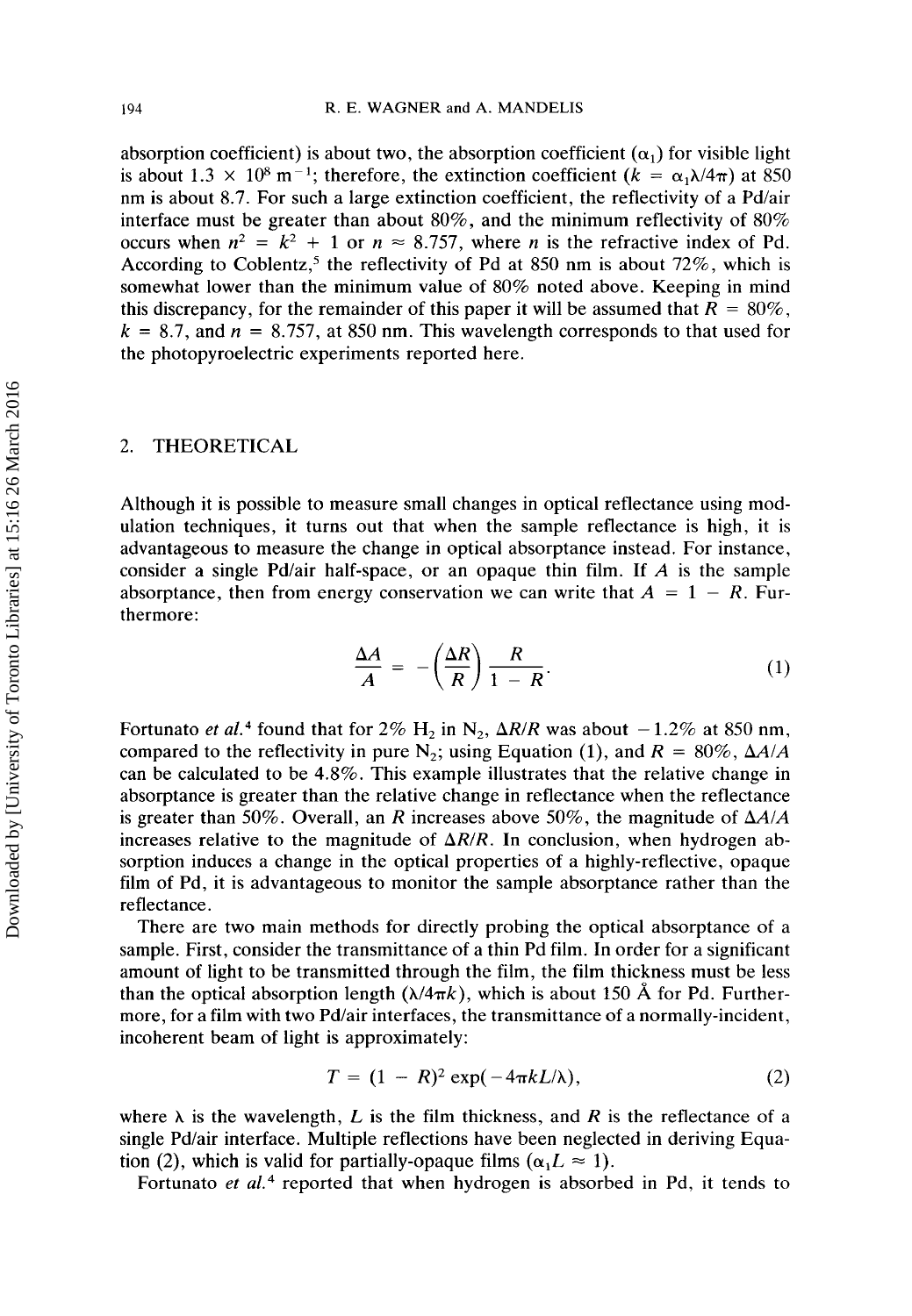absorption coefficient) is about two, the absorption coefficient ($\alpha_1$) for visible light is about $1.3 \times 10^8$ m$^{-1}$; therefore, the extinction coefficient ($k = \alpha_1\lambda/4\pi$) at 850 nm is about 8.7. For such a large extinction coefficient, the reflectivity of a Pd/air interface must be greater than about 80%, and the minimum reflectivity of 80% occurs when $n^2 = k^2 + 1$ or $n \approx 8.757$, where $n$ is the refractive index of Pd. According to Coblentz,[5] the reflectivity of Pd at 850 nm is about 72%, which is somewhat lower than the minimum value of 80% noted above. Keeping in mind this discrepancy, for the remainder of this paper it will be assumed that $R = 80\%$, $k = 8.7$, and $n = 8.757$, at 850 nm. This wavelength corresponds to that used for the photopyroelectric experiments reported here.

## 2. THEORETICAL

Although it is possible to measure small changes in optical reflectance using modulation techniques, it turns out that when the sample reflectance is high, it is advantageous to measure the change in optical absorptance instead. For instance, consider a single Pd/air half-space, or an opaque thin film. If $A$ is the sample absorptance, then from energy conservation we can write that $A = 1 - R$. Furthermore:

$$\frac{\Delta A}{A} = -\left(\frac{\Delta R}{R}\right)\frac{R}{1 - R}. \tag{1}$$

Fortunato *et al.*[4] found that for 2% $H_2$ in $N_2$, $\Delta R/R$ was about $-1.2\%$ at 850 nm, compared to the reflectivity in pure $N_2$; using Equation (1), and $R = 80\%$, $\Delta A/A$ can be calculated to be 4.8%. This example illustrates that the relative change in absorptance is greater than the relative change in reflectance when the reflectance is greater than 50%. Overall, an $R$ increases above 50%, the magnitude of $\Delta A/A$ increases relative to the magnitude of $\Delta R/R$. In conclusion, when hydrogen absorption induces a change in the optical properties of a highly-reflective, opaque film of Pd, it is advantageous to monitor the sample absorptance rather than the reflectance.

There are two main methods for directly probing the optical absorptance of a sample. First, consider the transmittance of a thin Pd film. In order for a significant amount of light to be transmitted through the film, the film thickness must be less than the optical absorption length ($\lambda/4\pi k$), which is about 150 Å for Pd. Furthermore, for a film with two Pd/air interfaces, the transmittance of a normally-incident, incoherent beam of light is approximately:

$$T = (1 - R)^2 \exp(-4\pi kL/\lambda), \tag{2}$$

where $\lambda$ is the wavelength, $L$ is the film thickness, and $R$ is the reflectance of a single Pd/air interface. Multiple reflections have been neglected in deriving Equation (2), which is valid for partially-opaque films ($\alpha_1 L \approx 1$).

Fortunato *et al.*[4] reported that when hydrogen is absorbed in Pd, it tends to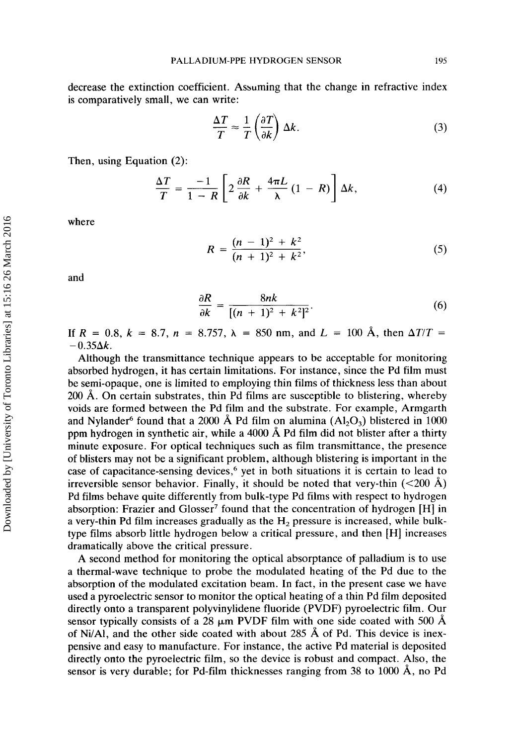decrease the extinction coefficient. Assuming that the change in refractive index is comparatively small, we can write:

$$\frac{\Delta T}{T} \approx \frac{1}{T}\left(\frac{\partial T}{\partial k}\right)\Delta k. \tag{3}$$

Then, using Equation (2):

$$\frac{\Delta T}{T} = \frac{-1}{1 - R}\left[2\frac{\partial R}{\partial k} + \frac{4\pi L}{\lambda}(1 - R)\right]\Delta k, \tag{4}$$

where

$$R = \frac{(n - 1)^2 + k^2}{(n + 1)^2 + k^2}, \tag{5}$$

and

$$\frac{\partial R}{\partial k} = \frac{8nk}{[(n + 1)^2 + k^2]^2}. \tag{6}$$

If $R = 0.8$, $k = 8.7$, $n = 8.757$, $\lambda = 850$ nm, and $L = 100$ Å, then $\Delta T/T = -0.35\Delta k$.

Although the transmittance technique appears to be acceptable for monitoring absorbed hydrogen, it has certain limitations. For instance, since the Pd film must be semi-opaque, one is limited to employing thin films of thickness less than about 200 Å. On certain substrates, thin Pd films are susceptible to blistering, whereby voids are formed between the Pd film and the substrate. For example, Armgarth and Nylander[6] found that a 2000 Å Pd film on alumina ($Al_2O_3$) blistered in 1000 ppm hydrogen in synthetic air, while a 4000 Å Pd film did not blister after a thirty minute exposure. For optical techniques such as film transmittance, the presence of blisters may not be a significant problem, although blistering is important in the case of capacitance-sensing devices,[6] yet in both situations it is certain to lead to irreversible sensor behavior. Finally, it should be noted that very-thin (<200 Å) Pd films behave quite differently from bulk-type Pd films with respect to hydrogen absorption: Frazier and Glosser[7] found that the concentration of hydrogen [H] in a very-thin Pd film increases gradually as the $H_2$ pressure is increased, while bulk-type films absorb little hydrogen below a critical pressure, and then [H] increases dramatically above the critical pressure.

A second method for monitoring the optical absorptance of palladium is to use a thermal-wave technique to probe the modulated heating of the Pd due to the absorption of the modulated excitation beam. In fact, in the present case we have used a pyroelectric sensor to monitor the optical heating of a thin Pd film deposited directly onto a transparent polyvinylidene fluoride (PVDF) pyroelectric film. Our sensor typically consists of a 28 μm PVDF film with one side coated with 500 Å of Ni/Al, and the other side coated with about 285 Å of Pd. This device is inexpensive and easy to manufacture. For instance, the active Pd material is deposited directly onto the pyroelectric film, so the device is robust and compact. Also, the sensor is very durable; for Pd-film thicknesses ranging from 38 to 1000 Å, no Pd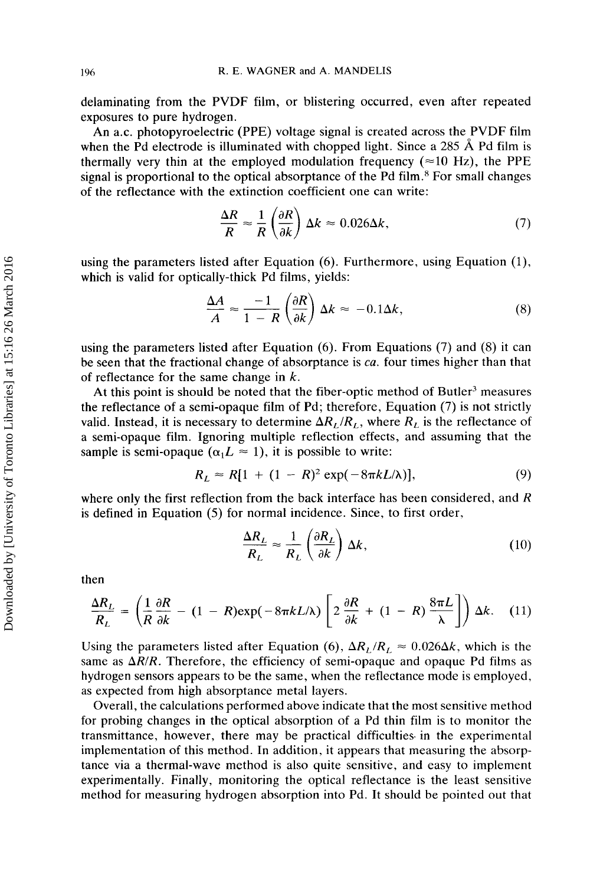delaminating from the PVDF film, or blistering occurred, even after repeated exposures to pure hydrogen.

An a.c. photopyroelectric (PPE) voltage signal is created across the PVDF film when the Pd electrode is illuminated with chopped light. Since a 285 Å Pd film is thermally very thin at the employed modulation frequency ($\approx$10 Hz), the PPE signal is proportional to the optical absorptance of the Pd film.[8] For small changes of the reflectance with the extinction coefficient one can write:

$$\frac{\Delta R}{R} \approx \frac{1}{R}\left(\frac{\partial R}{\partial k}\right)\Delta k \approx 0.026\Delta k, \tag{7}$$

using the parameters listed after Equation (6). Furthermore, using Equation (1), which is valid for optically-thick Pd films, yields:

$$\frac{\Delta A}{A} \approx \frac{-1}{1-R}\left(\frac{\partial R}{\partial k}\right)\Delta k \approx -0.1\Delta k, \tag{8}$$

using the parameters listed after Equation (6). From Equations (7) and (8) it can be seen that the fractional change of absorptance is *ca.* four times higher than that of reflectance for the same change in $k$.

At this point is should be noted that the fiber-optic method of Butler[3] measures the reflectance of a semi-opaque film of Pd; therefore, Equation (7) is not strictly valid. Instead, it is necessary to determine $\Delta R_L/R_L$, where $R_L$ is the reflectance of a semi-opaque film. Ignoring multiple reflection effects, and assuming that the sample is semi-opaque ($\alpha_1 L \approx 1$), it is possible to write:

$$R_L \approx R[1 + (1 - R)^2 \exp(-8\pi kL/\lambda)], \tag{9}$$

where only the first reflection from the back interface has been considered, and $R$ is defined in Equation (5) for normal incidence. Since, to first order,

$$\frac{\Delta R_L}{R_L} \approx \frac{1}{R_L}\left(\frac{\partial R_L}{\partial k}\right)\Delta k, \tag{10}$$

then

$$\frac{\Delta R_L}{R_L} = \left(\frac{1}{R}\frac{\partial R}{\partial k} - (1-R)\exp(-8\pi kL/\lambda)\left[2\frac{\partial R}{\partial k} + (1-R)\frac{8\pi L}{\lambda}\right]\right)\Delta k. \tag{11}$$

Using the parameters listed after Equation (6), $\Delta R_L/R_L \approx 0.026\Delta k$, which is the same as $\Delta R/R$. Therefore, the efficiency of semi-opaque and opaque Pd films as hydrogen sensors appears to be the same, when the reflectance mode is employed, as expected from high absorptance metal layers.

Overall, the calculations performed above indicate that the most sensitive method for probing changes in the optical absorption of a Pd thin film is to monitor the transmittance, however, there may be practical difficulties in the experimental implementation of this method. In addition, it appears that measuring the absorptance via a thermal-wave method is also quite sensitive, and easy to implement experimentally. Finally, monitoring the optical reflectance is the least sensitive method for measuring hydrogen absorption into Pd. It should be pointed out that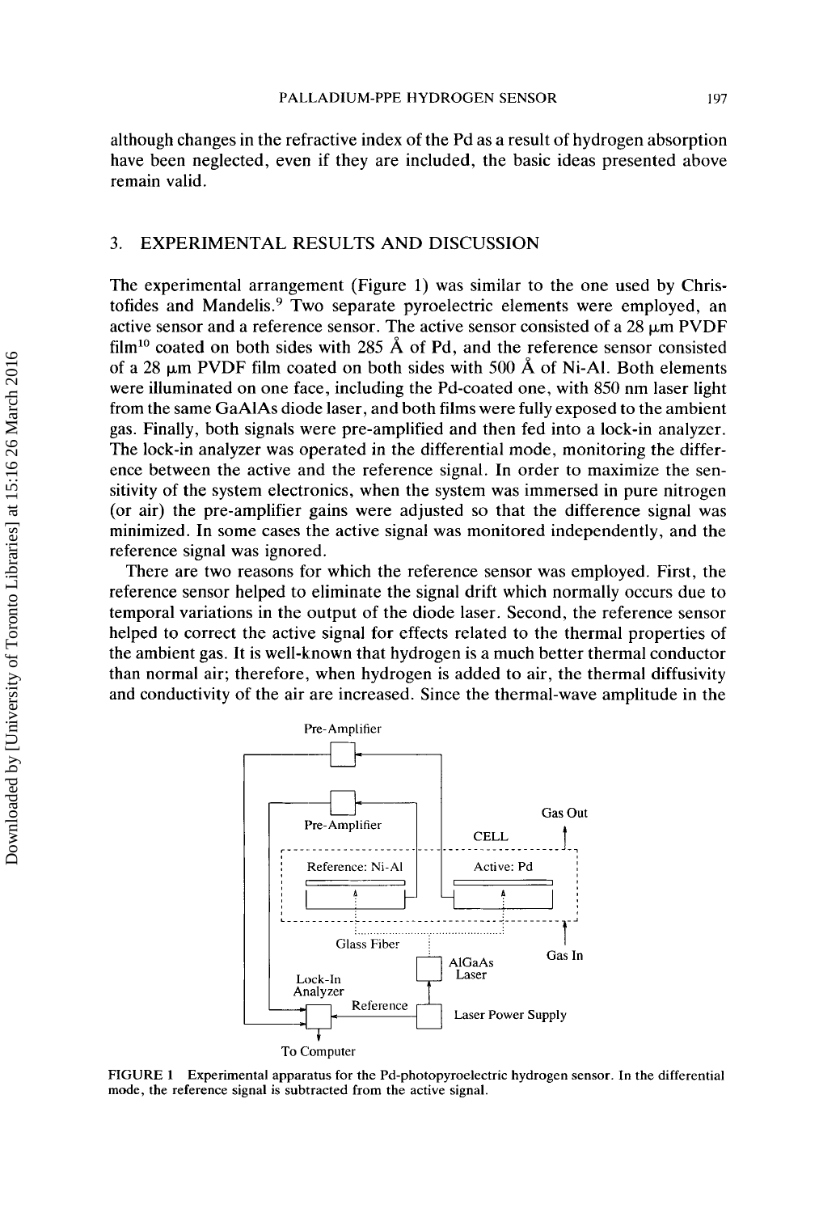although changes in the refractive index of the Pd as a result of hydrogen absorption have been neglected, even if they are included, the basic ideas presented above remain valid.

## 3. EXPERIMENTAL RESULTS AND DISCUSSION

The experimental arrangement (Figure 1) was similar to the one used by Christofides and Mandelis.[9] Two separate pyroelectric elements were employed, an active sensor and a reference sensor. The active sensor consisted of a 28 μm PVDF film[10] coated on both sides with 285 Å of Pd, and the reference sensor consisted of a 28 μm PVDF film coated on both sides with 500 Å of Ni-Al. Both elements were illuminated on one face, including the Pd-coated one, with 850 nm laser light from the same GaAlAs diode laser, and both films were fully exposed to the ambient gas. Finally, both signals were pre-amplified and then fed into a lock-in analyzer. The lock-in analyzer was operated in the differential mode, monitoring the difference between the active and the reference signal. In order to maximize the sensitivity of the system electronics, when the system was immersed in pure nitrogen (or air) the pre-amplifier gains were adjusted so that the difference signal was minimized. In some cases the active signal was monitored independently, and the reference signal was ignored.

There are two reasons for which the reference sensor was employed. First, the reference sensor helped to eliminate the signal drift which normally occurs due to temporal variations in the output of the diode laser. Second, the reference sensor helped to correct the active signal for effects related to the thermal properties of the ambient gas. It is well-known that hydrogen is a much better thermal conductor than normal air; therefore, when hydrogen is added to air, the thermal diffusivity and conductivity of the air are increased. Since the thermal-wave amplitude in the

FIGURE 1 Experimental apparatus for the Pd-photopyroelectric hydrogen sensor. In the differential mode, the reference signal is subtracted from the active signal.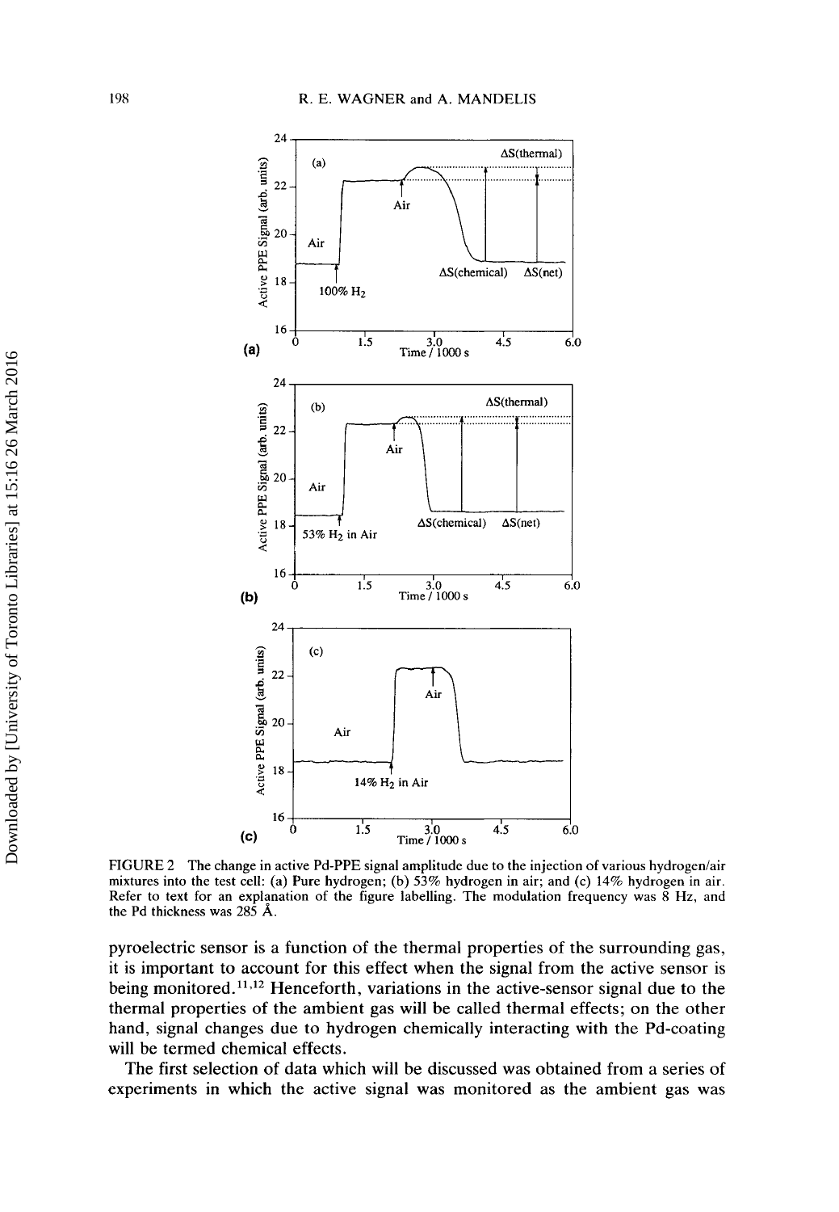FIGURE 2 The change in active Pd-PPE signal amplitude due to the injection of various hydrogen/air mixtures into the test cell: (a) Pure hydrogen; (b) 53% hydrogen in air; and (c) 14% hydrogen in air. Refer to text for an explanation of the figure labelling. The modulation frequency was 8 Hz, and the Pd thickness was 285 Å.

pyroelectric sensor is a function of the thermal properties of the surrounding gas, it is important to account for this effect when the signal from the active sensor is being monitored.[11,12] Henceforth, variations in the active-sensor signal due to the thermal properties of the ambient gas will be called thermal effects; on the other hand, signal changes due to hydrogen chemically interacting with the Pd-coating will be termed chemical effects.

The first selection of data which will be discussed was obtained from a series of experiments in which the active signal was monitored as the ambient gas was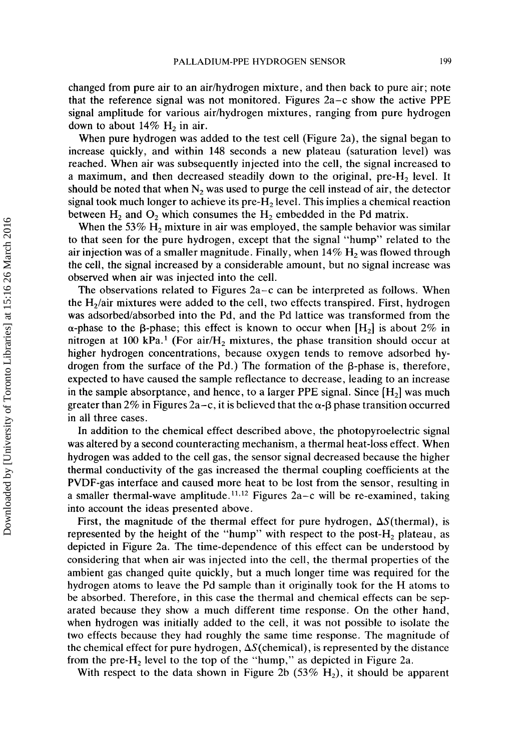changed from pure air to an air/hydrogen mixture, and then back to pure air; note that the reference signal was not monitored. Figures 2a–c show the active PPE signal amplitude for various air/hydrogen mixtures, ranging from pure hydrogen down to about 14% $H_2$ in air.

When pure hydrogen was added to the test cell (Figure 2a), the signal began to increase quickly, and within 148 seconds a new plateau (saturation level) was reached. When air was subsequently injected into the cell, the signal increased to a maximum, and then decreased steadily down to the original, pre-$H_2$ level. It should be noted that when $N_2$ was used to purge the cell instead of air, the detector signal took much longer to achieve its pre-$H_2$ level. This implies a chemical reaction between $H_2$ and $O_2$ which consumes the $H_2$ embedded in the Pd matrix.

When the 53% $H_2$ mixture in air was employed, the sample behavior was similar to that seen for the pure hydrogen, except that the signal "hump" related to the air injection was of a smaller magnitude. Finally, when 14% $H_2$ was flowed through the cell, the signal increased by a considerable amount, but no signal increase was observed when air was injected into the cell.

The observations related to Figures 2a–c can be interpreted as follows. When the $H_2$/air mixtures were added to the cell, two effects transpired. First, hydrogen was adsorbed/absorbed into the Pd, and the Pd lattice was transformed from the α-phase to the β-phase; this effect is known to occur when $[H_2]$ is about 2% in nitrogen at 100 kPa.[1] (For air/$H_2$ mixtures, the phase transition should occur at higher hydrogen concentrations, because oxygen tends to remove adsorbed hydrogen from the surface of the Pd.) The formation of the β-phase is, therefore, expected to have caused the sample reflectance to decrease, leading to an increase in the sample absorptance, and hence, to a larger PPE signal. Since $[H_2]$ was much greater than 2% in Figures 2a–c, it is believed that the α-β phase transition occurred in all three cases.

In addition to the chemical effect described above, the photopyroelectric signal was altered by a second counteracting mechanism, a thermal heat-loss effect. When hydrogen was added to the cell gas, the sensor signal decreased because the higher thermal conductivity of the gas increased the thermal coupling coefficients at the PVDF-gas interface and caused more heat to be lost from the sensor, resulting in a smaller thermal-wave amplitude.[11,12] Figures 2a–c will be re-examined, taking into account the ideas presented above.

First, the magnitude of the thermal effect for pure hydrogen, $\Delta S$(thermal), is represented by the height of the "hump" with respect to the post-$H_2$ plateau, as depicted in Figure 2a. The time-dependence of this effect can be understood by considering that when air was injected into the cell, the thermal properties of the ambient gas changed quite quickly, but a much longer time was required for the hydrogen atoms to leave the Pd sample than it originally took for the H atoms to be absorbed. Therefore, in this case the thermal and chemical effects can be separated because they show a much different time response. On the other hand, when hydrogen was initially added to the cell, it was not possible to isolate the two effects because they had roughly the same time response. The magnitude of the chemical effect for pure hydrogen, $\Delta S$(chemical), is represented by the distance from the pre-$H_2$ level to the top of the "hump," as depicted in Figure 2a.

With respect to the data shown in Figure 2b (53% $H_2$), it should be apparent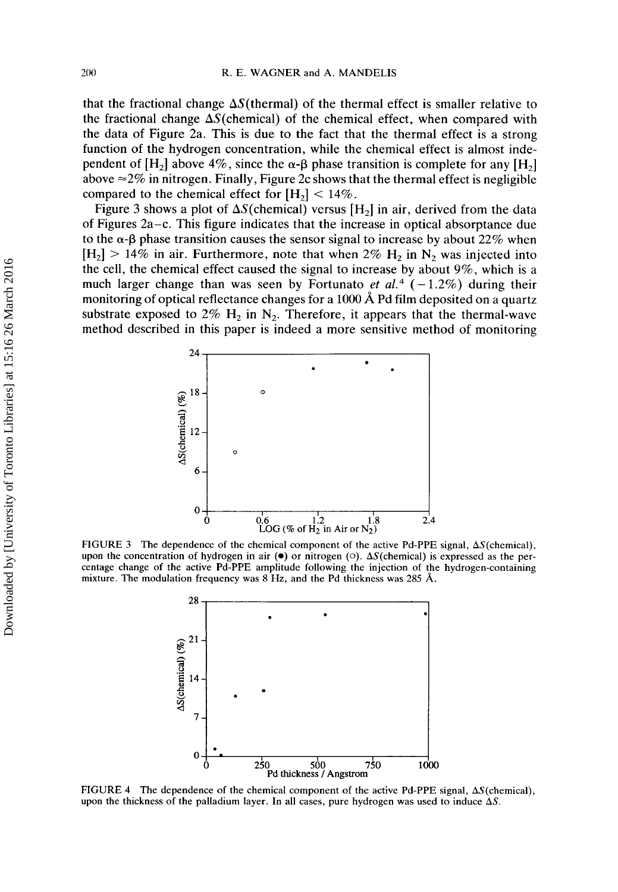that the fractional change $\Delta S$(thermal) of the thermal effect is smaller relative to the fractional change $\Delta S$(chemical) of the chemical effect, when compared with the data of Figure 2a. This is due to the fact that the thermal effect is a strong function of the hydrogen concentration, while the chemical effect is almost independent of $[H_2]$ above 4%, since the α-β phase transition is complete for any $[H_2]$ above ≈2% in nitrogen. Finally, Figure 2c shows that the thermal effect is negligible compared to the chemical effect for $[H_2] < 14\%$.

Figure 3 shows a plot of $\Delta S$(chemical) versus $[H_2]$ in air, derived from the data of Figures 2a–c. This figure indicates that the increase in optical absorptance due to the α-β phase transition causes the sensor signal to increase by about 22% when $[H_2] > 14\%$ in air. Furthermore, note that when 2% $H_2$ in $N_2$ was injected into the cell, the chemical effect caused the signal to increase by about 9%, which is a much larger change than was seen by Fortunato *et al.*[4] (−1.2%) during their monitoring of optical reflectance changes for a 1000 Å Pd film deposited on a quartz substrate exposed to 2% $H_2$ in $N_2$. Therefore, it appears that the thermal-wave method described in this paper is indeed a more sensitive method of monitoring

FIGURE 3 The dependence of the chemical component of the active Pd-PPE signal, $\Delta S$(chemical), upon the concentration of hydrogen in air (●) or nitrogen (○). $\Delta S$(chemical) is expressed as the percentage change of the active Pd-PPE amplitude following the injection of the hydrogen-containing mixture. The modulation frequency was 8 Hz, and the Pd thickness was 285 Å.

FIGURE 4 The dependence of the chemical component of the active Pd-PPE signal, $\Delta S$(chemical), upon the thickness of the palladium layer. In all cases, pure hydrogen was used to induce $\Delta S$.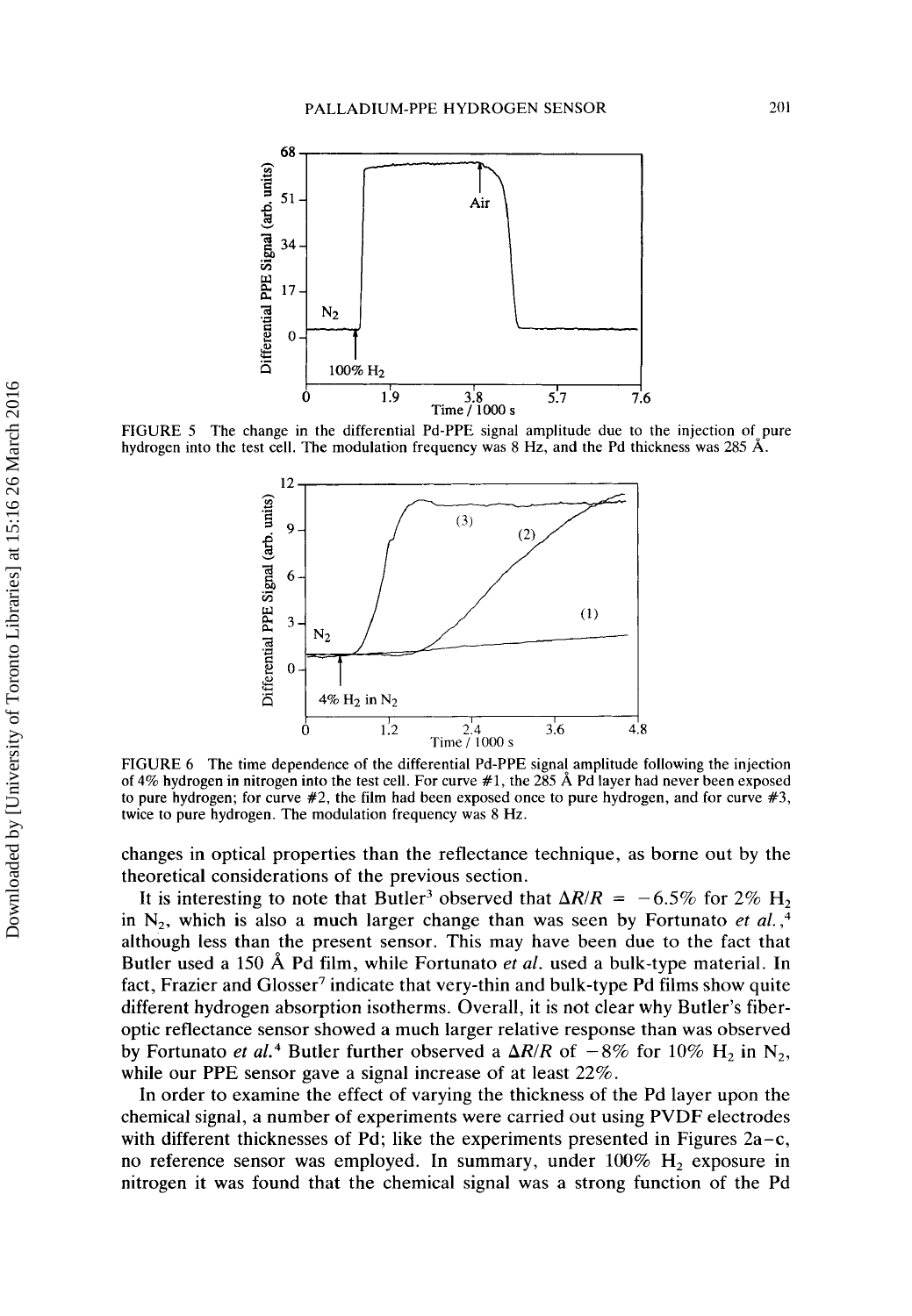FIGURE 5 The change in the differential Pd-PPE signal amplitude due to the injection of pure hydrogen into the test cell. The modulation frequency was 8 Hz, and the Pd thickness was 285 Å.

FIGURE 6 The time dependence of the differential Pd-PPE signal amplitude following the injection of 4% hydrogen in nitrogen into the test cell. For curve #1, the 285 Å Pd layer had never been exposed to pure hydrogen; for curve #2, the film had been exposed once to pure hydrogen, and for curve #3, twice to pure hydrogen. The modulation frequency was 8 Hz.

changes in optical properties than the reflectance technique, as borne out by the theoretical considerations of the previous section.

It is interesting to note that Butler[3] observed that $\Delta R/R = -6.5\%$ for 2% $H_2$ in $N_2$, which is also a much larger change than was seen by Fortunato *et al.*,[4] although less than the present sensor. This may have been due to the fact that Butler used a 150 Å Pd film, while Fortunato *et al.* used a bulk-type material. In fact, Frazier and Glosser[7] indicate that very-thin and bulk-type Pd films show quite different hydrogen absorption isotherms. Overall, it is not clear why Butler's fiber-optic reflectance sensor showed a much larger relative response than was observed by Fortunato *et al.*[4] Butler further observed a $\Delta R/R$ of $-8\%$ for 10% $H_2$ in $N_2$, while our PPE sensor gave a signal increase of at least 22%.

In order to examine the effect of varying the thickness of the Pd layer upon the chemical signal, a number of experiments were carried out using PVDF electrodes with different thicknesses of Pd; like the experiments presented in Figures 2a–c, no reference sensor was employed. In summary, under 100% $H_2$ exposure in nitrogen it was found that the chemical signal was a strong function of the Pd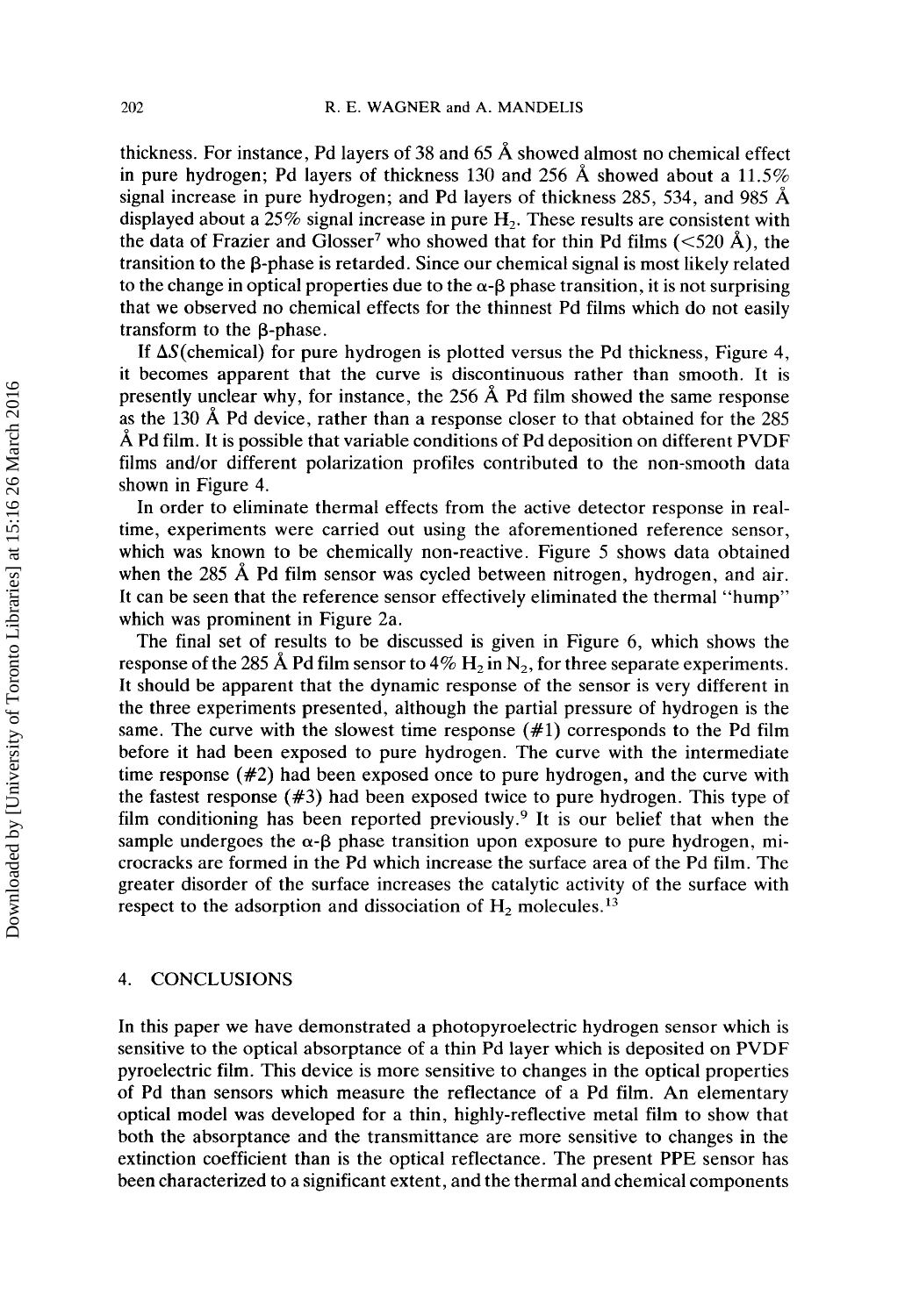thickness. For instance, Pd layers of 38 and 65 Å showed almost no chemical effect in pure hydrogen; Pd layers of thickness 130 and 256 Å showed about a 11.5% signal increase in pure hydrogen; and Pd layers of thickness 285, 534, and 985 Å displayed about a 25% signal increase in pure $H_2$. These results are consistent with the data of Frazier and Glosser[7] who showed that for thin Pd films (<520 Å), the transition to the β-phase is retarded. Since our chemical signal is most likely related to the change in optical properties due to the α-β phase transition, it is not surprising that we observed no chemical effects for the thinnest Pd films which do not easily transform to the β-phase.

If $\Delta S$(chemical) for pure hydrogen is plotted versus the Pd thickness, Figure 4, it becomes apparent that the curve is discontinuous rather than smooth. It is presently unclear why, for instance, the 256 Å Pd film showed the same response as the 130 Å Pd device, rather than a response closer to that obtained for the 285 Å Pd film. It is possible that variable conditions of Pd deposition on different PVDF films and/or different polarization profiles contributed to the non-smooth data shown in Figure 4.

In order to eliminate thermal effects from the active detector response in real-time, experiments were carried out using the aforementioned reference sensor, which was known to be chemically non-reactive. Figure 5 shows data obtained when the 285 Å Pd film sensor was cycled between nitrogen, hydrogen, and air. It can be seen that the reference sensor effectively eliminated the thermal "hump" which was prominent in Figure 2a.

The final set of results to be discussed is given in Figure 6, which shows the response of the 285 Å Pd film sensor to 4% $H_2$ in $N_2$, for three separate experiments. It should be apparent that the dynamic response of the sensor is very different in the three experiments presented, although the partial pressure of hydrogen is the same. The curve with the slowest time response (#1) corresponds to the Pd film before it had been exposed to pure hydrogen. The curve with the intermediate time response (#2) had been exposed once to pure hydrogen, and the curve with the fastest response (#3) had been exposed twice to pure hydrogen. This type of film conditioning has been reported previously.[9] It is our belief that when the sample undergoes the α-β phase transition upon exposure to pure hydrogen, microcracks are formed in the Pd which increase the surface area of the Pd film. The greater disorder of the surface increases the catalytic activity of the surface with respect to the adsorption and dissociation of $H_2$ molecules.[13]

## 4. CONCLUSIONS

In this paper we have demonstrated a photopyroelectric hydrogen sensor which is sensitive to the optical absorptance of a thin Pd layer which is deposited on PVDF pyroelectric film. This device is more sensitive to changes in the optical properties of Pd than sensors which measure the reflectance of a Pd film. An elementary optical model was developed for a thin, highly-reflective metal film to show that both the absorptance and the transmittance are more sensitive to changes in the extinction coefficient than is the optical reflectance. The present PPE sensor has been characterized to a significant extent, and the thermal and chemical components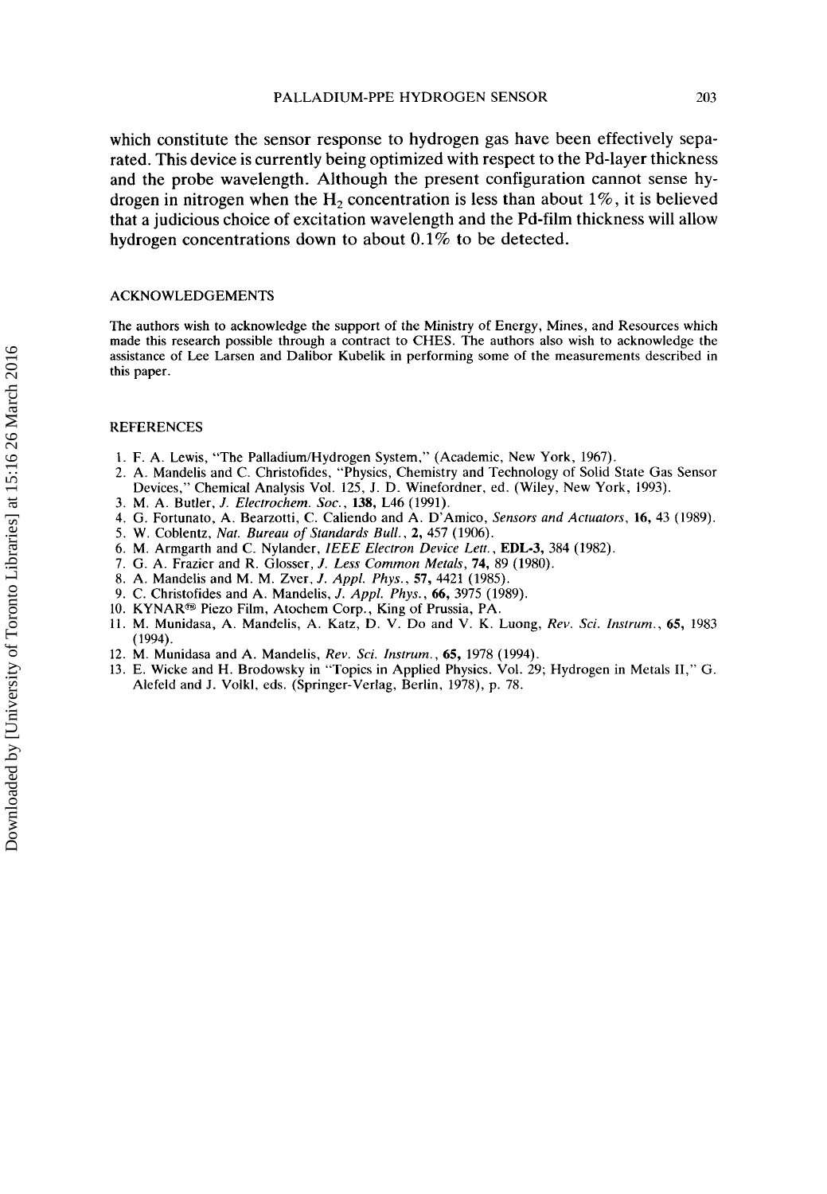which constitute the sensor response to hydrogen gas have been effectively separated. This device is currently being optimized with respect to the Pd-layer thickness and the probe wavelength. Although the present configuration cannot sense hydrogen in nitrogen when the $H_2$ concentration is less than about 1%, it is believed that a judicious choice of excitation wavelength and the Pd-film thickness will allow hydrogen concentrations down to about 0.1% to be detected.

## ACKNOWLEDGEMENTS

The authors wish to acknowledge the support of the Ministry of Energy, Mines, and Resources which made this research possible through a contract to CHES. The authors also wish to acknowledge the assistance of Lee Larsen and Dalibor Kubelik in performing some of the measurements described in this paper.

## REFERENCES

1. F. A. Lewis, "The Palladium/Hydrogen System," (Academic, New York, 1967).
2. A. Mandelis and C. Christofides, "Physics, Chemistry and Technology of Solid State Gas Sensor Devices," Chemical Analysis Vol. 125, J. D. Winefordner, ed. (Wiley, New York, 1993).
3. M. A. Butler, *J. Electrochem. Soc.*, **138,** L46 (1991).
4. G. Fortunato, A. Bearzotti, C. Caliendo and A. D'Amico, *Sensors and Actuators*, **16,** 43 (1989).
5. W. Coblentz, *Nat. Bureau of Standards Bull.*, **2,** 457 (1906).
6. M. Armgarth and C. Nylander, *IEEE Electron Device Lett.*, **EDL-3,** 384 (1982).
7. G. A. Frazier and R. Glosser, *J. Less Common Metals*, **74,** 89 (1980).
8. A. Mandelis and M. M. Zver, *J. Appl. Phys.*, **57,** 4421 (1985).
9. C. Christofides and A. Mandelis, *J. Appl. Phys.*, **66,** 3975 (1989).
10. KYNAR® Piezo Film, Atochem Corp., King of Prussia, PA.
11. M. Munidasa, A. Mandelis, A. Katz, D. V. Do and V. K. Luong, *Rev. Sci. Instrum.*, **65,** 1983 (1994).
12. M. Munidasa and A. Mandelis, *Rev. Sci. Instrum.*, **65,** 1978 (1994).
13. E. Wicke and H. Brodowsky in "Topics in Applied Physics. Vol. 29; Hydrogen in Metals II," G. Alefeld and J. Volkl, eds. (Springer-Verlag, Berlin, 1978), p. 78.